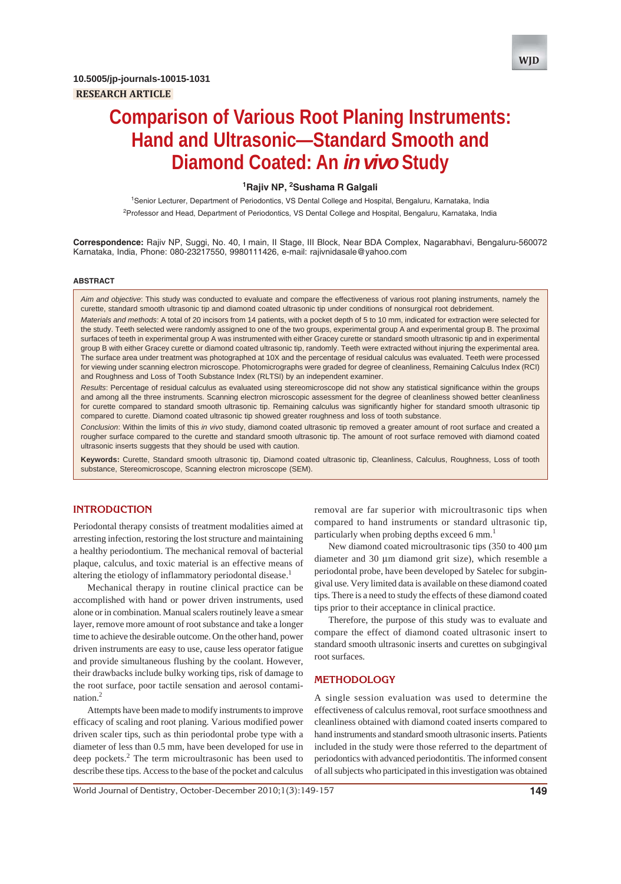10.5005/jp-journals-10015-1031

RESEARCH ARTICLE

# Comparison of Various Root Planing Instruments: Hand and Ultrasonic—Standard Smooth and Diamond Coated: An *in vivo* Study

[1]Rajiv NP, [2]Sushama R Galgali

[1]Senior Lecturer, Department of Periodontics, VS Dental College and Hospital, Bengaluru, Karnataka, India

[2]Professor and Head, Department of Periodontics, VS Dental College and Hospital, Bengaluru, Karnataka, India

**Correspondence:** Rajiv NP, Suggi, No. 40, I main, II Stage, III Block, Near BDA Complex, Nagarabhavi, Bengaluru-560072 Karnataka, India, Phone: 080-23217550, 9980111426, e-mail: rajivnidasale@yahoo.com

## ABSTRACT

*Aim and objective*: This study was conducted to evaluate and compare the effectiveness of various root planing instruments, namely the curette, standard smooth ultrasonic tip and diamond coated ultrasonic tip under conditions of nonsurgical root debridement.

*Materials and methods*: A total of 20 incisors from 14 patients, with a pocket depth of 5 to 10 mm, indicated for extraction were selected for the study. Teeth selected were randomly assigned to one of the two groups, experimental group A and experimental group B. The proximal surfaces of teeth in experimental group A was instrumented with either Gracey curette or standard smooth ultrasonic tip and in experimental group B with either Gracey curette or diamond coated ultrasonic tip, randomly. Teeth were extracted without injuring the experimental area. The surface area under treatment was photographed at 10X and the percentage of residual calculus was evaluated. Teeth were processed for viewing under scanning electron microscope. Photomicrographs were graded for degree of cleanliness, Remaining Calculus Index (RCI) and Roughness and Loss of Tooth Substance Index (RLTSI) by an independent examiner.

*Results*: Percentage of residual calculus as evaluated using stereomicroscope did not show any statistical significance within the groups and among all the three instruments. Scanning electron microscopic assessment for the degree of cleanliness showed better cleanliness for curette compared to standard smooth ultrasonic tip. Remaining calculus was significantly higher for standard smooth ultrasonic tip compared to curette. Diamond coated ultrasonic tip showed greater roughness and loss of tooth substance.

*Conclusion*: Within the limits of this *in vivo* study, diamond coated ultrasonic tip removed a greater amount of root surface and created a rougher surface compared to the curette and standard smooth ultrasonic tip. The amount of root surface removed with diamond coated ultrasonic inserts suggests that they should be used with caution.

**Keywords:** Curette, Standard smooth ultrasonic tip, Diamond coated ultrasonic tip, Cleanliness, Calculus, Roughness, Loss of tooth substance, Stereomicroscope, Scanning electron microscope (SEM).

## INTRODUCTION

Periodontal therapy consists of treatment modalities aimed at arresting infection, restoring the lost structure and maintaining a healthy periodontium. The mechanical removal of bacterial plaque, calculus, and toxic material is an effective means of altering the etiology of inflammatory periodontal disease.[1]

Mechanical therapy in routine clinical practice can be accomplished with hand or power driven instruments, used alone or in combination. Manual scalers routinely leave a smear layer, remove more amount of root substance and take a longer time to achieve the desirable outcome. On the other hand, power driven instruments are easy to use, cause less operator fatigue and provide simultaneous flushing by the coolant. However, their drawbacks include bulky working tips, risk of damage to the root surface, poor tactile sensation and aerosol contamination.[2]

Attempts have been made to modify instruments to improve efficacy of scaling and root planing. Various modified power driven scaler tips, such as thin periodontal probe type with a diameter of less than 0.5 mm, have been developed for use in deep pockets.[2] The term microultrasonic has been used to describe these tips. Access to the base of the pocket and calculus removal are far superior with microultrasonic tips when compared to hand instruments or standard ultrasonic tip, particularly when probing depths exceed 6 mm.[1]

New diamond coated microultrasonic tips (350 to 400 µm diameter and 30 µm diamond grit size), which resemble a periodontal probe, have been developed by Satelec for subgingival use. Very limited data is available on these diamond coated tips. There is a need to study the effects of these diamond coated tips prior to their acceptance in clinical practice.

Therefore, the purpose of this study was to evaluate and compare the effect of diamond coated ultrasonic insert to standard smooth ultrasonic inserts and curettes on subgingival root surfaces.

## METHODOLOGY

A single session evaluation was used to determine the effectiveness of calculus removal, root surface smoothness and cleanliness obtained with diamond coated inserts compared to hand instruments and standard smooth ultrasonic inserts. Patients included in the study were those referred to the department of periodontics with advanced periodontitis. The informed consent of all subjects who participated in this investigation was obtained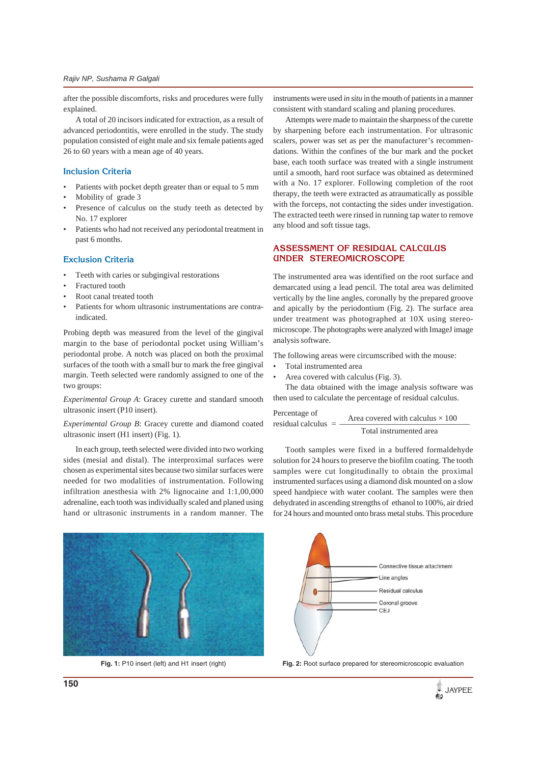after the possible discomforts, risks and procedures were fully explained.

A total of 20 incisors indicated for extraction, as a result of advanced periodontitis, were enrolled in the study. The study population consisted of eight male and six female patients aged 26 to 60 years with a mean age of 40 years.

### Inclusion Criteria

- Patients with pocket depth greater than or equal to 5 mm
- Mobility of grade 3
- Presence of calculus on the study teeth as detected by No. 17 explorer
- Patients who had not received any periodontal treatment in past 6 months.

### Exclusion Criteria

- Teeth with caries or subgingival restorations
- Fractured tooth
- Root canal treated tooth
- Patients for whom ultrasonic instrumentations are contra-indicated.

Probing depth was measured from the level of the gingival margin to the base of periodontal pocket using William's periodontal probe. A notch was placed on both the proximal surfaces of the tooth with a small bur to mark the free gingival margin. Teeth selected were randomly assigned to one of the two groups:

*Experimental Group A*: Gracey curette and standard smooth ultrasonic insert (P10 insert).

*Experimental Group B*: Gracey curette and diamond coated ultrasonic insert (H1 insert) (Fig. 1).

In each group, teeth selected were divided into two working sides (mesial and distal). The interproximal surfaces were chosen as experimental sites because two similar surfaces were needed for two modalities of instrumentation. Following infiltration anesthesia with 2% lignocaine and 1:1,00,000 adrenaline, each tooth was individually scaled and planed using hand or ultrasonic instruments in a random manner. The instruments were used *in situ* in the mouth of patients in a manner consistent with standard scaling and planing procedures.

Attempts were made to maintain the sharpness of the curette by sharpening before each instrumentation. For ultrasonic scalers, power was set as per the manufacturer's recommendations. Within the confines of the bur mark and the pocket base, each tooth surface was treated with a single instrument until a smooth, hard root surface was obtained as determined with a No. 17 explorer. Following completion of the root therapy, the teeth were extracted as atraumatically as possible with the forceps, not contacting the sides under investigation. The extracted teeth were rinsed in running tap water to remove any blood and soft tissue tags.

## ASSESSMENT OF RESIDUAL CALCULUS UNDER STEREOMICROSCOPE

The instrumented area was identified on the root surface and demarcated using a lead pencil. The total area was delimited vertically by the line angles, coronally by the prepared groove and apically by the periodontium (Fig. 2). The surface area under treatment was photographed at 10X using stereomicroscope. The photographs were analyzed with ImageJ image analysis software.

The following areas were circumscribed with the mouse:

- Total instrumented area
- Area covered with calculus (Fig. 3).

The data obtained with the image analysis software was then used to calculate the percentage of residual calculus.

$$\text{Percentage of residual calculus} = \frac{\text{Area covered with calculus} \times 100}{\text{Total instrumented area}}$$

Tooth samples were fixed in a buffered formaldehyde solution for 24 hours to preserve the biofilm coating. The tooth samples were cut longitudinally to obtain the proximal instrumented surfaces using a diamond disk mounted on a slow speed handpiece with water coolant. The samples were then dehydrated in ascending strengths of ethanol to 100%, air dried for 24 hours and mounted onto brass metal stubs. This procedure

**Fig. 1:** P10 insert (left) and H1 insert (right)

**Fig. 2:** Root surface prepared for stereomicroscopic evaluation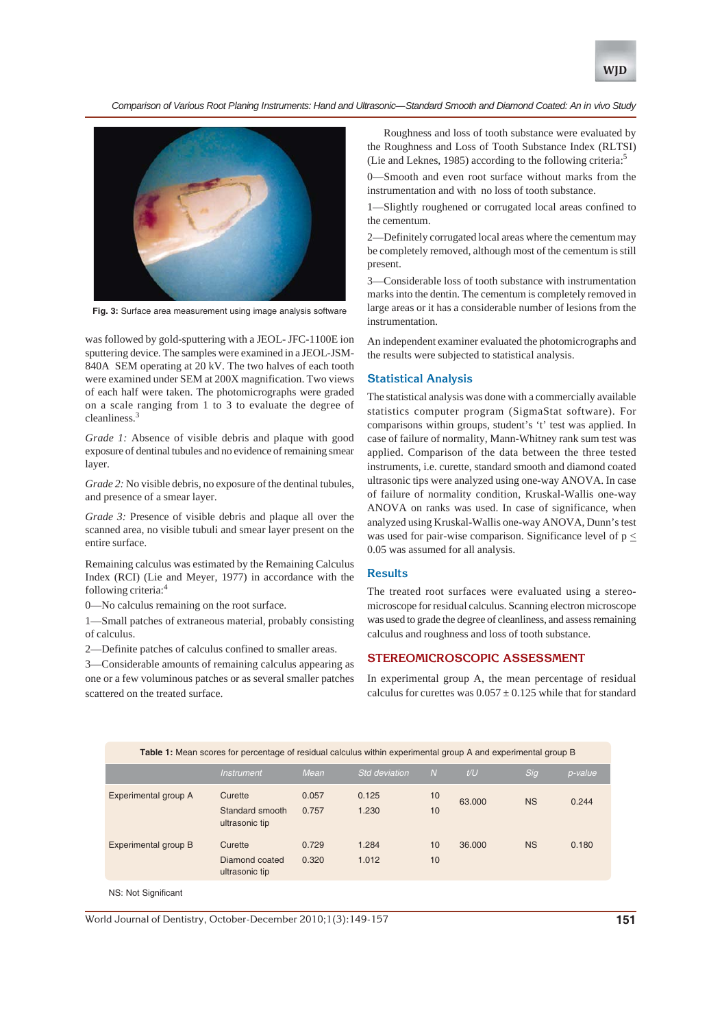Fig. 3: Surface area measurement using image analysis software

was followed by gold-sputtering with a JEOL- JFC-1100E ion sputtering device. The samples were examined in a JEOL-JSM-840A SEM operating at 20 kV. The two halves of each tooth were examined under SEM at 200X magnification. Two views of each half were taken. The photomicrographs were graded on a scale ranging from 1 to 3 to evaluate the degree of cleanliness.[3]

*Grade 1:* Absence of visible debris and plaque with good exposure of dentinal tubules and no evidence of remaining smear layer.

*Grade 2:* No visible debris, no exposure of the dentinal tubules, and presence of a smear layer.

*Grade 3:* Presence of visible debris and plaque all over the scanned area, no visible tubuli and smear layer present on the entire surface.

Remaining calculus was estimated by the Remaining Calculus Index (RCI) (Lie and Meyer, 1977) in accordance with the following criteria:[4]

0—No calculus remaining on the root surface.

1—Small patches of extraneous material, probably consisting of calculus.

2—Definite patches of calculus confined to smaller areas.

3—Considerable amounts of remaining calculus appearing as one or a few voluminous patches or as several smaller patches scattered on the treated surface.

Roughness and loss of tooth substance were evaluated by the Roughness and Loss of Tooth Substance Index (RLTSI) (Lie and Leknes, 1985) according to the following criteria:[5]

0—Smooth and even root surface without marks from the instrumentation and with no loss of tooth substance.

1—Slightly roughened or corrugated local areas confined to the cementum.

2—Definitely corrugated local areas where the cementum may be completely removed, although most of the cementum is still present.

3—Considerable loss of tooth substance with instrumentation marks into the dentin. The cementum is completely removed in large areas or it has a considerable number of lesions from the instrumentation.

An independent examiner evaluated the photomicrographs and the results were subjected to statistical analysis.

## Statistical Analysis

The statistical analysis was done with a commercially available statistics computer program (SigmaStat software). For comparisons within groups, student's 't' test was applied. In case of failure of normality, Mann-Whitney rank sum test was applied. Comparison of the data between the three tested instruments, i.e. curette, standard smooth and diamond coated ultrasonic tips were analyzed using one-way ANOVA. In case of failure of normality condition, Kruskal-Wallis one-way ANOVA on ranks was used. In case of significance, when analyzed using Kruskal-Wallis one-way ANOVA, Dunn's test was used for pair-wise comparison. Significance level of $p \leq 0.05$ was assumed for all analysis.

## Results

The treated root surfaces were evaluated using a stereo-microscope for residual calculus. Scanning electron microscope was used to grade the degree of cleanliness, and assess remaining calculus and roughness and loss of tooth substance.

## STEREOMICROSCOPIC ASSESSMENT

In experimental group A, the mean percentage of residual calculus for curettes was $0.057 \pm 0.125$ while that for standard

**Table 1:** Mean scores for percentage of residual calculus within experimental group A and experimental group B

| | Instrument | Mean | Std deviation | N | t/U | Sig | p-value |
|---|---|---|---|---|---|---|---|
| Experimental group A | Curette | 0.057 | 0.125 | 10 | 63.000 | NS | 0.244 |
| | Standard smooth ultrasonic tip | 0.757 | 1.230 | 10 | | | |
| Experimental group B | Curette | 0.729 | 1.284 | 10 | 36.000 | NS | 0.180 |
| | Diamond coated ultrasonic tip | 0.320 | 1.012 | 10 | | | |

NS: Not Significant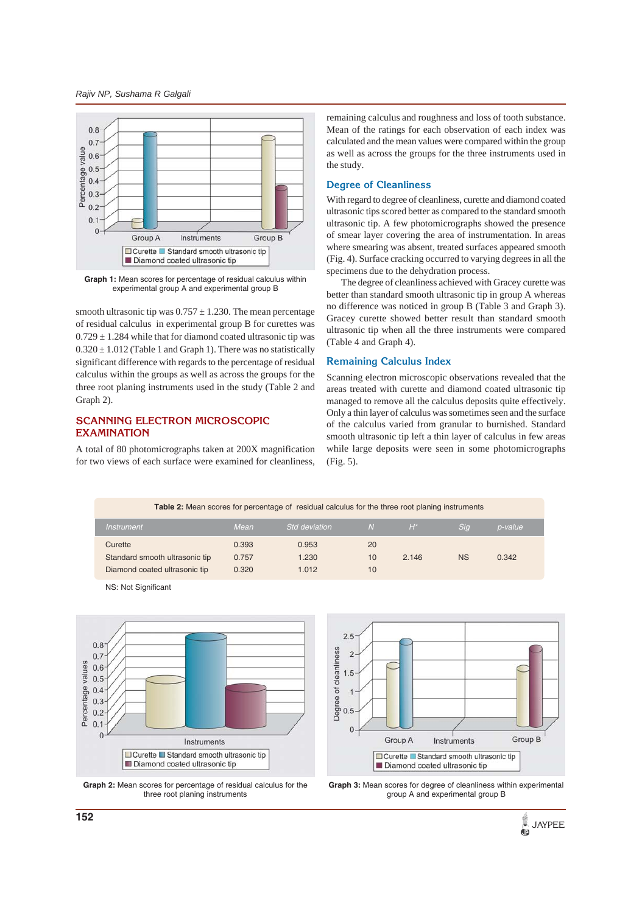Graph 1: Mean scores for percentage of residual calculus within experimental group A and experimental group B

smooth ultrasonic tip was 0.757 ± 1.230. The mean percentage of residual calculus in experimental group B for curettes was 0.729 ± 1.284 while that for diamond coated ultrasonic tip was 0.320 ± 1.012 (Table 1 and Graph 1). There was no statistically significant difference with regards to the percentage of residual calculus within the groups as well as across the groups for the three root planing instruments used in the study (Table 2 and Graph 2).

## SCANNING ELECTRON MICROSCOPIC EXAMINATION

A total of 80 photomicrographs taken at 200X magnification for two views of each surface were examined for cleanliness, remaining calculus and roughness and loss of tooth substance. Mean of the ratings for each observation of each index was calculated and the mean values were compared within the group as well as across the groups for the three instruments used in the study.

### Degree of Cleanliness

With regard to degree of cleanliness, curette and diamond coated ultrasonic tips scored better as compared to the standard smooth ultrasonic tip. A few photomicrographs showed the presence of smear layer covering the area of instrumentation. In areas where smearing was absent, treated surfaces appeared smooth (Fig. 4). Surface cracking occurred to varying degrees in all the specimens due to the dehydration process.

The degree of cleanliness achieved with Gracey curette was better than standard smooth ultrasonic tip in group A whereas no difference was noticed in group B (Table 3 and Graph 3). Gracey curette showed better result than standard smooth ultrasonic tip when all the three instruments were compared (Table 4 and Graph 4).

### Remaining Calculus Index

Scanning electron microscopic observations revealed that the areas treated with curette and diamond coated ultrasonic tip managed to remove all the calculus deposits quite effectively. Only a thin layer of calculus was sometimes seen and the surface of the calculus varied from granular to burnished. Standard smooth ultrasonic tip left a thin layer of calculus in few areas while large deposits were seen in some photomicrographs (Fig. 5).

**Table 2:** Mean scores for percentage of residual calculus for the three root planing instruments

| Instrument | Mean | Std deviation | N | H* | Sig | p-value |
|---|---|---|---|---|---|---|
| Curette | 0.393 | 0.953 | 20 | | | |
| Standard smooth ultrasonic tip | 0.757 | 1.230 | 10 | 2.146 | NS | 0.342 |
| Diamond coated ultrasonic tip | 0.320 | 1.012 | 10 | | | |

NS: Not Significant

Graph 2: Mean scores for percentage of residual calculus for the three root planing instruments

Graph 3: Mean scores for degree of cleanliness within experimental group A and experimental group B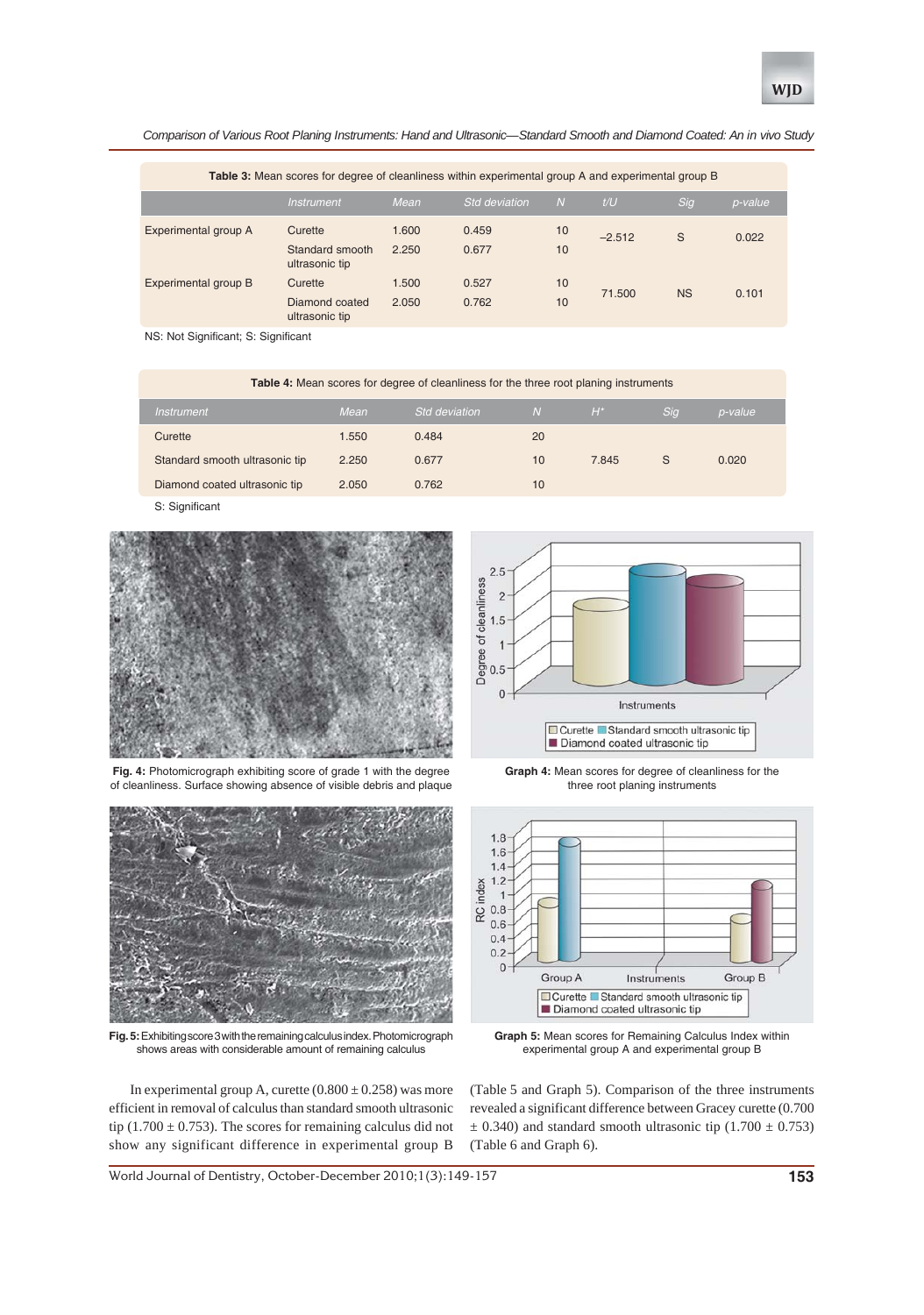**Table 3:** Mean scores for degree of cleanliness within experimental group A and experimental group B

| | Instrument | Mean | Std deviation | N | t/U | Sig | p-value |
|---|---|---|---|---|---|---|---|
| Experimental group A | Curette | 1.600 | 0.459 | 10 | –2.512 | S | 0.022 |
| | Standard smooth ultrasonic tip | 2.250 | 0.677 | 10 | | | |
| Experimental group B | Curette | 1.500 | 0.527 | 10 | 71.500 | NS | 0.101 |
| | Diamond coated ultrasonic tip | 2.050 | 0.762 | 10 | | | |

NS: Not Significant; S: Significant

**Table 4:** Mean scores for degree of cleanliness for the three root planing instruments

| Instrument | Mean | Std deviation | N | H* | Sig | p-value |
|---|---|---|---|---|---|---|
| Curette | 1.550 | 0.484 | 20 | 7.845 | S | 0.020 |
| Standard smooth ultrasonic tip | 2.250 | 0.677 | 10 | | | |
| Diamond coated ultrasonic tip | 2.050 | 0.762 | 10 | | | |

S: Significant

**Fig. 4:** Photomicrograph exhibiting score of grade 1 with the degree of cleanliness. Surface showing absence of visible debris and plaque

**Graph 4:** Mean scores for degree of cleanliness for the three root planing instruments

**Fig. 5:** Exhibiting score 3 with the remaining calculus index. Photomicrograph shows areas with considerable amount of remaining calculus

**Graph 5:** Mean scores for Remaining Calculus Index within experimental group A and experimental group B

In experimental group A, curette (0.800 ± 0.258) was more efficient in removal of calculus than standard smooth ultrasonic tip (1.700 ± 0.753). The scores for remaining calculus did not show any significant difference in experimental group B (Table 5 and Graph 5). Comparison of the three instruments revealed a significant difference between Gracey curette (0.700 ± 0.340) and standard smooth ultrasonic tip (1.700 ± 0.753) (Table 6 and Graph 6).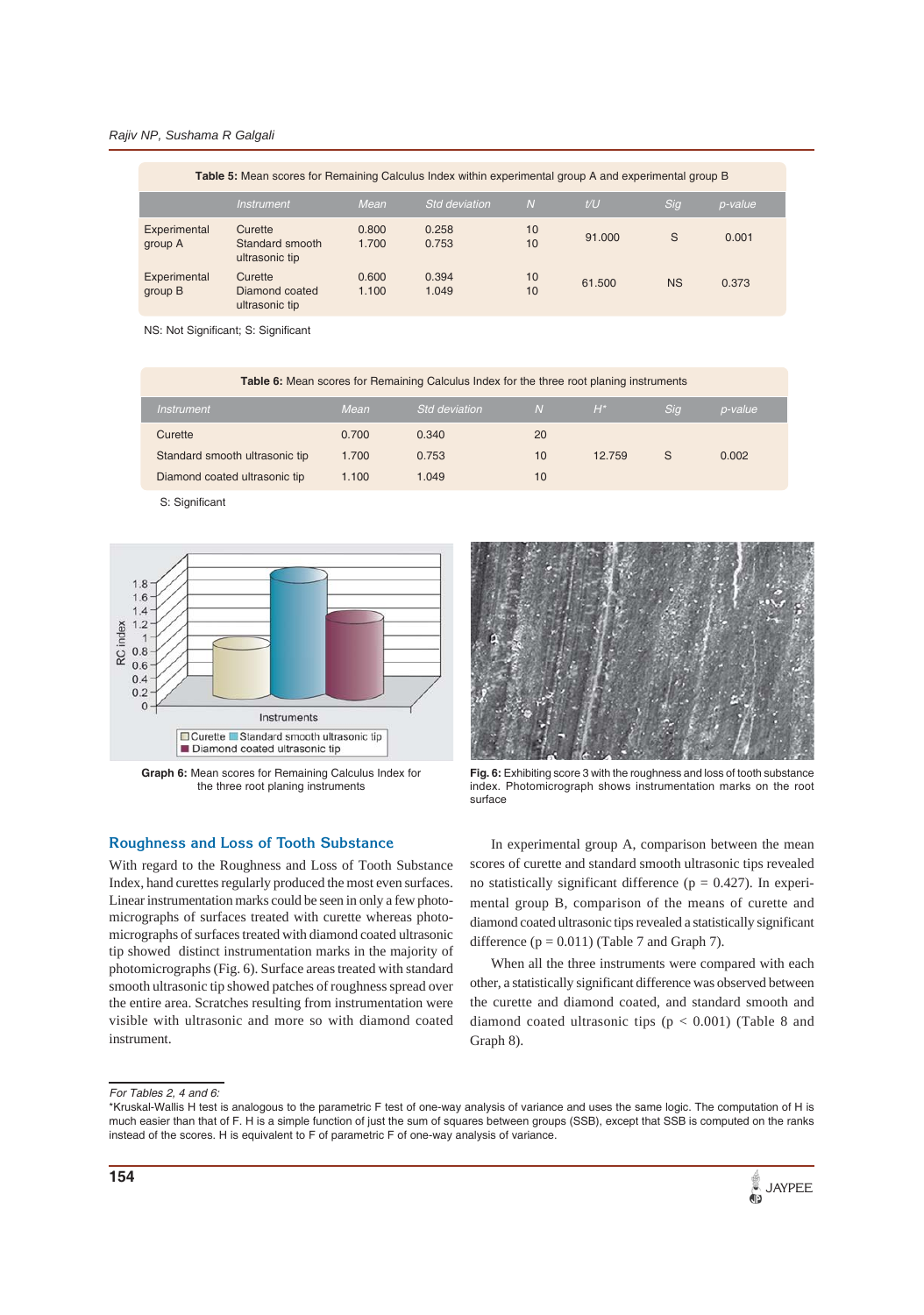**Table 5:** Mean scores for Remaining Calculus Index within experimental group A and experimental group B

| | Instrument | Mean | Std deviation | N | t/U | Sig | p-value |
|---|---|---|---|---|---|---|---|
| Experimental group A | Curette<br>Standard smooth ultrasonic tip | 0.800<br>1.700 | 0.258<br>0.753 | 10<br>10 | 91.000 | S | 0.001 |
| Experimental group B | Curette<br>Diamond coated ultrasonic tip | 0.600<br>1.100 | 0.394<br>1.049 | 10<br>10 | 61.500 | NS | 0.373 |

NS: Not Significant; S: Significant

**Table 6:** Mean scores for Remaining Calculus Index for the three root planing instruments

| Instrument | Mean | Std deviation | N | H* | Sig | p-value |
|---|---|---|---|---|---|---|
| Curette | 0.700 | 0.340 | 20 | | | |
| Standard smooth ultrasonic tip | 1.700 | 0.753 | 10 | 12.759 | S | 0.002 |
| Diamond coated ultrasonic tip | 1.100 | 1.049 | 10 | | | |

S: Significant

**Graph 6:** Mean scores for Remaining Calculus Index for the three root planing instruments

**Fig. 6:** Exhibiting score 3 with the roughness and loss of tooth substance index. Photomicrograph shows instrumentation marks on the root surface

## Roughness and Loss of Tooth Substance

With regard to the Roughness and Loss of Tooth Substance Index, hand curettes regularly produced the most even surfaces. Linear instrumentation marks could be seen in only a few photomicrographs of surfaces treated with curette whereas photomicrographs of surfaces treated with diamond coated ultrasonic tip showed distinct instrumentation marks in the majority of photomicrographs (Fig. 6). Surface areas treated with standard smooth ultrasonic tip showed patches of roughness spread over the entire area. Scratches resulting from instrumentation were visible with ultrasonic and more so with diamond coated instrument.

In experimental group A, comparison between the mean scores of curette and standard smooth ultrasonic tips revealed no statistically significant difference ($p = 0.427$). In experimental group B, comparison of the means of curette and diamond coated ultrasonic tips revealed a statistically significant difference ($p = 0.011$) (Table 7 and Graph 7).

When all the three instruments were compared with each other, a statistically significant difference was observed between the curette and diamond coated, and standard smooth and diamond coated ultrasonic tips ($p < 0.001$) (Table 8 and Graph 8).

*For Tables 2, 4 and 6:*

*Kruskal-Wallis H test is analogous to the parametric F test of one-way analysis of variance and uses the same logic. The computation of H is much easier than that of F. H is a simple function of just the sum of squares between groups (SSB), except that SSB is computed on the ranks instead of the scores. H is equivalent to F of parametric F of one-way analysis of variance.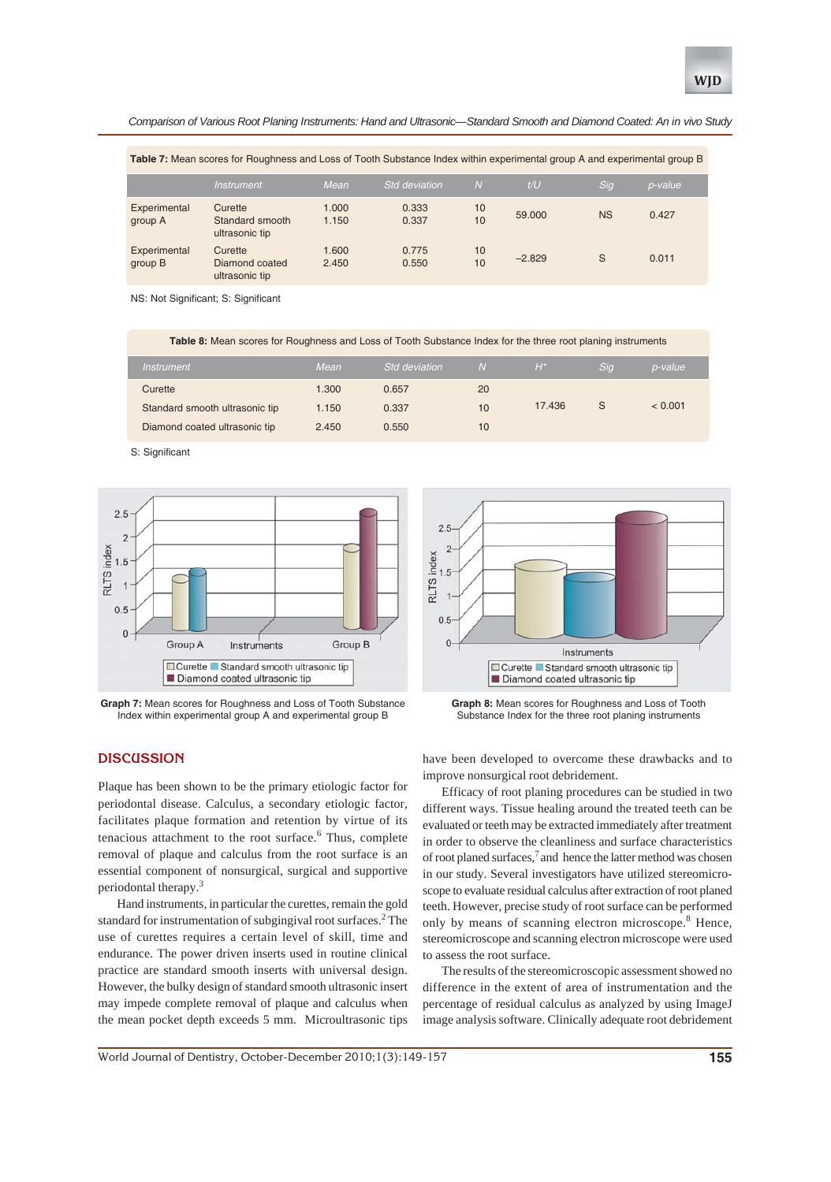**Table 7:** Mean scores for Roughness and Loss of Tooth Substance Index within experimental group A and experimental group B

| | Instrument | Mean | Std deviation | N | t/U | Sig | p-value |
|---|---|---|---|---|---|---|---|
| Experimental group A | Curette<br>Standard smooth ultrasonic tip | 1.000<br>1.150 | 0.333<br>0.337 | 10<br>10 | 59.000 | NS | 0.427 |
| Experimental group B | Curette<br>Diamond coated ultrasonic tip | 1.600<br>2.450 | 0.775<br>0.550 | 10<br>10 | –2.829 | S | 0.011 |

NS: Not Significant; S: Significant

**Table 8:** Mean scores for Roughness and Loss of Tooth Substance Index for the three root planing instruments

| Instrument | Mean | Std deviation | N | H* | Sig | p-value |
|---|---|---|---|---|---|---|
| Curette | 1.300 | 0.657 | 20 | | | |
| Standard smooth ultrasonic tip | 1.150 | 0.337 | 10 | 17.436 | S | < 0.001 |
| Diamond coated ultrasonic tip | 2.450 | 0.550 | 10 | | | |

S: Significant

**Graph 7:** Mean scores for Roughness and Loss of Tooth Substance Index within experimental group A and experimental group B

**Graph 8:** Mean scores for Roughness and Loss of Tooth Substance Index for the three root planing instruments

## DISCUSSION

Plaque has been shown to be the primary etiologic factor for periodontal disease. Calculus, a secondary etiologic factor, facilitates plaque formation and retention by virtue of its tenacious attachment to the root surface.[6] Thus, complete removal of plaque and calculus from the root surface is an essential component of nonsurgical, surgical and supportive periodontal therapy.[3]

Hand instruments, in particular the curettes, remain the gold standard for instrumentation of subgingival root surfaces.[2] The use of curettes requires a certain level of skill, time and endurance. The power driven inserts used in routine clinical practice are standard smooth inserts with universal design. However, the bulky design of standard smooth ultrasonic insert may impede complete removal of plaque and calculus when the mean pocket depth exceeds 5 mm. Microultrasonic tips have been developed to overcome these drawbacks and to improve nonsurgical root debridement.

Efficacy of root planing procedures can be studied in two different ways. Tissue healing around the treated teeth can be evaluated or teeth may be extracted immediately after treatment in order to observe the cleanliness and surface characteristics of root planed surfaces,[7] and hence the latter method was chosen in our study. Several investigators have utilized stereomicroscope to evaluate residual calculus after extraction of root planed teeth. However, precise study of root surface can be performed only by means of scanning electron microscope.[8] Hence, stereomicroscope and scanning electron microscope were used to assess the root surface.

The results of the stereomicroscopic assessment showed no difference in the extent of area of instrumentation and the percentage of residual calculus as analyzed by using ImageJ image analysis software. Clinically adequate root debridement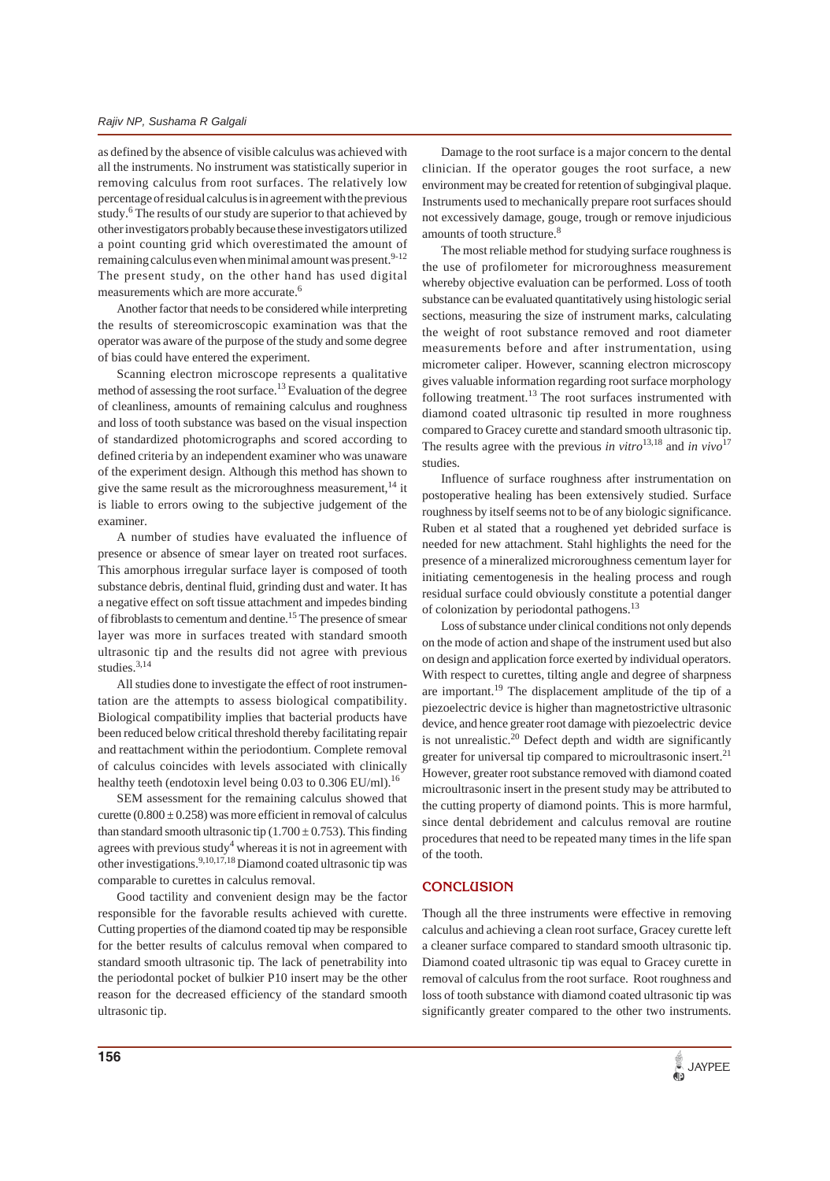as defined by the absence of visible calculus was achieved with all the instruments. No instrument was statistically superior in removing calculus from root surfaces. The relatively low percentage of residual calculus is in agreement with the previous study.[6] The results of our study are superior to that achieved by other investigators probably because these investigators utilized a point counting grid which overestimated the amount of remaining calculus even when minimal amount was present.[9-12] The present study, on the other hand has used digital measurements which are more accurate.[6]

Another factor that needs to be considered while interpreting the results of stereomicroscopic examination was that the operator was aware of the purpose of the study and some degree of bias could have entered the experiment.

Scanning electron microscope represents a qualitative method of assessing the root surface.[13] Evaluation of the degree of cleanliness, amounts of remaining calculus and roughness and loss of tooth substance was based on the visual inspection of standardized photomicrographs and scored according to defined criteria by an independent examiner who was unaware of the experiment design. Although this method has shown to give the same result as the microroughness measurement,[14] it is liable to errors owing to the subjective judgement of the examiner.

A number of studies have evaluated the influence of presence or absence of smear layer on treated root surfaces. This amorphous irregular surface layer is composed of tooth substance debris, dentinal fluid, grinding dust and water. It has a negative effect on soft tissue attachment and impedes binding of fibroblasts to cementum and dentine.[15] The presence of smear layer was more in surfaces treated with standard smooth ultrasonic tip and the results did not agree with previous studies.[3,14]

All studies done to investigate the effect of root instrumentation are the attempts to assess biological compatibility. Biological compatibility implies that bacterial products have been reduced below critical threshold thereby facilitating repair and reattachment within the periodontium. Complete removal of calculus coincides with levels associated with clinically healthy teeth (endotoxin level being 0.03 to 0.306 EU/ml).[16]

SEM assessment for the remaining calculus showed that curette ($0.800 \pm 0.258$) was more efficient in removal of calculus than standard smooth ultrasonic tip ($1.700 \pm 0.753$). This finding agrees with previous study[4] whereas it is not in agreement with other investigations.[9,10,17,18] Diamond coated ultrasonic tip was comparable to curettes in calculus removal.

Good tactility and convenient design may be the factor responsible for the favorable results achieved with curette. Cutting properties of the diamond coated tip may be responsible for the better results of calculus removal when compared to standard smooth ultrasonic tip. The lack of penetrability into the periodontal pocket of bulkier P10 insert may be the other reason for the decreased efficiency of the standard smooth ultrasonic tip.

Damage to the root surface is a major concern to the dental clinician. If the operator gouges the root surface, a new environment may be created for retention of subgingival plaque. Instruments used to mechanically prepare root surfaces should not excessively damage, gouge, trough or remove injudicious amounts of tooth structure.[8]

The most reliable method for studying surface roughness is the use of profilometer for microroughness measurement whereby objective evaluation can be performed. Loss of tooth substance can be evaluated quantitatively using histologic serial sections, measuring the size of instrument marks, calculating the weight of root substance removed and root diameter measurements before and after instrumentation, using micrometer caliper. However, scanning electron microscopy gives valuable information regarding root surface morphology following treatment.[13] The root surfaces instrumented with diamond coated ultrasonic tip resulted in more roughness compared to Gracey curette and standard smooth ultrasonic tip. The results agree with the previous *in vitro*[13,18] and *in vivo*[17] studies.

Influence of surface roughness after instrumentation on postoperative healing has been extensively studied. Surface roughness by itself seems not to be of any biologic significance. Ruben et al stated that a roughened yet debrided surface is needed for new attachment. Stahl highlights the need for the presence of a mineralized microroughness cementum layer for initiating cementogenesis in the healing process and rough residual surface could obviously constitute a potential danger of colonization by periodontal pathogens.[13]

Loss of substance under clinical conditions not only depends on the mode of action and shape of the instrument used but also on design and application force exerted by individual operators. With respect to curettes, tilting angle and degree of sharpness are important.[19] The displacement amplitude of the tip of a piezoelectric device is higher than magnetostrictive ultrasonic device, and hence greater root damage with piezoelectric device is not unrealistic.[20] Defect depth and width are significantly greater for universal tip compared to microultrasonic insert.[21] However, greater root substance removed with diamond coated microultrasonic insert in the present study may be attributed to the cutting property of diamond points. This is more harmful, since dental debridement and calculus removal are routine procedures that need to be repeated many times in the life span of the tooth.

## CONCLUSION

Though all the three instruments were effective in removing calculus and achieving a clean root surface, Gracey curette left a cleaner surface compared to standard smooth ultrasonic tip. Diamond coated ultrasonic tip was equal to Gracey curette in removal of calculus from the root surface. Root roughness and loss of tooth substance with diamond coated ultrasonic tip was significantly greater compared to the other two instruments.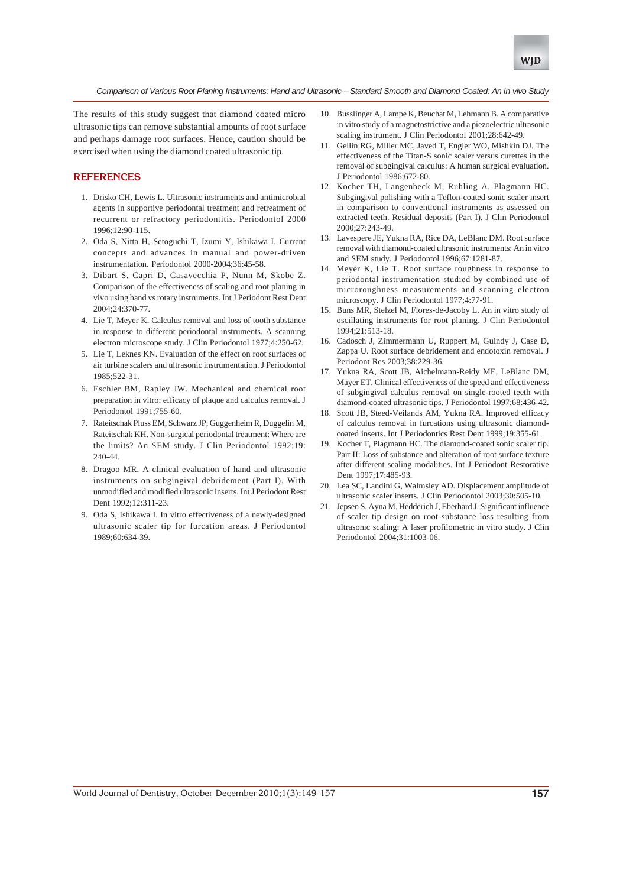The results of this study suggest that diamond coated micro ultrasonic tips can remove substantial amounts of root surface and perhaps damage root surfaces. Hence, caution should be exercised when using the diamond coated ultrasonic tip.

## REFERENCES

1. Drisko CH, Lewis L. Ultrasonic instruments and antimicrobial agents in supportive periodontal treatment and retreatment of recurrent or refractory periodontitis. Periodontol 2000 1996;12:90-115.
2. Oda S, Nitta H, Setoguchi T, Izumi Y, Ishikawa I. Current concepts and advances in manual and power-driven instrumentation. Periodontol 2000-2004;36:45-58.
3. Dibart S, Capri D, Casavecchia P, Nunn M, Skobe Z. Comparison of the effectiveness of scaling and root planing in vivo using hand vs rotary instruments. Int J Periodont Rest Dent 2004;24:370-77.
4. Lie T, Meyer K. Calculus removal and loss of tooth substance in response to different periodontal instruments. A scanning electron microscope study. J Clin Periodontol 1977;4:250-62.
5. Lie T, Leknes KN. Evaluation of the effect on root surfaces of air turbine scalers and ultrasonic instrumentation. J Periodontol 1985;522-31.
6. Eschler BM, Rapley JW. Mechanical and chemical root preparation in vitro: efficacy of plaque and calculus removal. J Periodontol 1991;755-60.
7. Rateitschak Pluss EM, Schwarz JP, Guggenheim R, Duggelin M, Rateitschak KH. Non-surgical periodontal treatment: Where are the limits? An SEM study. J Clin Periodontol 1992;19: 240-44.
8. Dragoo MR. A clinical evaluation of hand and ultrasonic instruments on subgingival debridement (Part I). With unmodified and modified ultrasonic inserts. Int J Periodont Rest Dent 1992;12:311-23.
9. Oda S, Ishikawa I. In vitro effectiveness of a newly-designed ultrasonic scaler tip for furcation areas. J Periodontol 1989;60:634-39.
10. Busslinger A, Lampe K, Beuchat M, Lehmann B. A comparative in vitro study of a magnetostrictive and a piezoelectric ultrasonic scaling instrument. J Clin Periodontol 2001;28:642-49.
11. Gellin RG, Miller MC, Javed T, Engler WO, Mishkin DJ. The effectiveness of the Titan-S sonic scaler versus curettes in the removal of subgingival calculus: A human surgical evaluation. J Periodontol 1986;672-80.
12. Kocher TH, Langenbeck M, Ruhling A, Plagmann HC. Subgingival polishing with a Teflon-coated sonic scaler insert in comparison to conventional instruments as assessed on extracted teeth. Residual deposits (Part I). J Clin Periodontol 2000;27:243-49.
13. Lavespere JE, Yukna RA, Rice DA, LeBlanc DM. Root surface removal with diamond-coated ultrasonic instruments: An in vitro and SEM study. J Periodontol 1996;67:1281-87.
14. Meyer K, Lie T. Root surface roughness in response to periodontal instrumentation studied by combined use of microroughness measurements and scanning electron microscopy. J Clin Periodontol 1977;4:77-91.
15. Buns MR, Stelzel M, Flores-de-Jacoby L. An in vitro study of oscillating instruments for root planing. J Clin Periodontol 1994;21:513-18.
16. Cadosch J, Zimmermann U, Ruppert M, Guindy J, Case D, Zappa U. Root surface debridement and endotoxin removal. J Periodont Res 2003;38:229-36.
17. Yukna RA, Scott JB, Aichelmann-Reidy ME, LeBlanc DM, Mayer ET. Clinical effectiveness of the speed and effectiveness of subgingival calculus removal on single-rooted teeth with diamond-coated ultrasonic tips. J Periodontol 1997;68:436-42.
18. Scott JB, Steed-Veilands AM, Yukna RA. Improved efficacy of calculus removal in furcations using ultrasonic diamond-coated inserts. Int J Periodontics Rest Dent 1999;19:355-61.
19. Kocher T, Plagmann HC. The diamond-coated sonic scaler tip. Part II: Loss of substance and alteration of root surface texture after different scaling modalities. Int J Periodont Restorative Dent 1997;17:485-93.
20. Lea SC, Landini G, Walmsley AD. Displacement amplitude of ultrasonic scaler inserts. J Clin Periodontol 2003;30:505-10.
21. Jepsen S, Ayna M, Hedderich J, Eberhard J. Significant influence of scaler tip design on root substance loss resulting from ultrasonic scaling: A laser profilometric in vitro study. J Clin Periodontol 2004;31:1003-06.